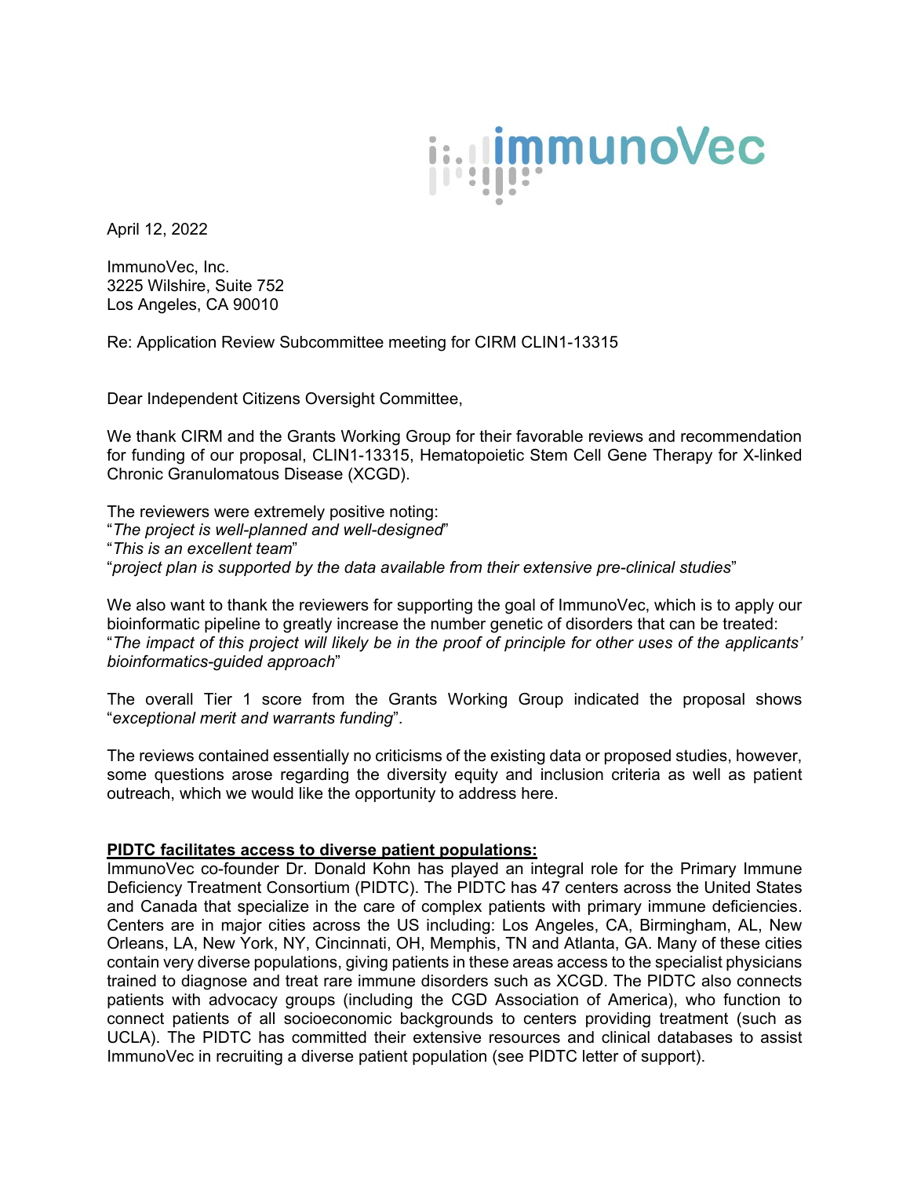April 12, 2022

ImmunoVec, Inc.
3225 Wilshire, Suite 752
Los Angeles, CA 90010

Re: Application Review Subcommittee meeting for CIRM CLIN1-13315

Dear Independent Citizens Oversight Committee,

We thank CIRM and the Grants Working Group for their favorable reviews and recommendation for funding of our proposal, CLIN1-13315, Hematopoietic Stem Cell Gene Therapy for X-linked Chronic Granulomatous Disease (XCGD).

The reviewers were extremely positive noting:
"*The project is well-planned and well-designed*"
"*This is an excellent team*"
"*project plan is supported by the data available from their extensive pre-clinical studies*"

We also want to thank the reviewers for supporting the goal of ImmunoVec, which is to apply our bioinformatic pipeline to greatly increase the number genetic of disorders that can be treated: "*The impact of this project will likely be in the proof of principle for other uses of the applicants' bioinformatics-guided approach*"

The overall Tier 1 score from the Grants Working Group indicated the proposal shows "*exceptional merit and warrants funding*".

The reviews contained essentially no criticisms of the existing data or proposed studies, however, some questions arose regarding the diversity equity and inclusion criteria as well as patient outreach, which we would like the opportunity to address here.

**PIDTC facilitates access to diverse patient populations:**

ImmunoVec co-founder Dr. Donald Kohn has played an integral role for the Primary Immune Deficiency Treatment Consortium (PIDTC). The PIDTC has 47 centers across the United States and Canada that specialize in the care of complex patients with primary immune deficiencies. Centers are in major cities across the US including: Los Angeles, CA, Birmingham, AL, New Orleans, LA, New York, NY, Cincinnati, OH, Memphis, TN and Atlanta, GA. Many of these cities contain very diverse populations, giving patients in these areas access to the specialist physicians trained to diagnose and treat rare immune disorders such as XCGD. The PIDTC also connects patients with advocacy groups (including the CGD Association of America), who function to connect patients of all socioeconomic backgrounds to centers providing treatment (such as UCLA). The PIDTC has committed their extensive resources and clinical databases to assist ImmunoVec in recruiting a diverse patient population (see PIDTC letter of support).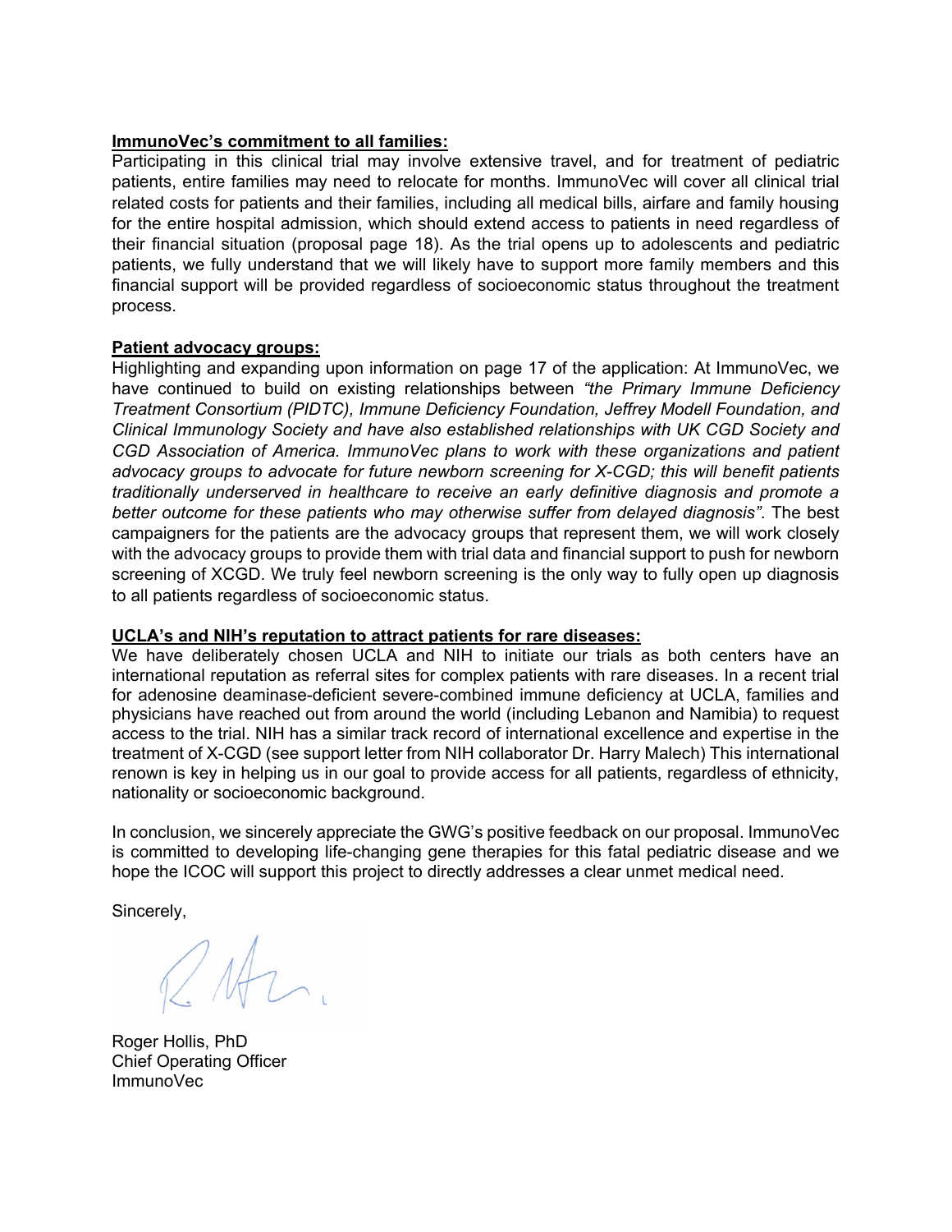**ImmunoVec's commitment to all families:**

Participating in this clinical trial may involve extensive travel, and for treatment of pediatric patients, entire families may need to relocate for months. ImmunoVec will cover all clinical trial related costs for patients and their families, including all medical bills, airfare and family housing for the entire hospital admission, which should extend access to patients in need regardless of their financial situation (proposal page 18). As the trial opens up to adolescents and pediatric patients, we fully understand that we will likely have to support more family members and this financial support will be provided regardless of socioeconomic status throughout the treatment process.

**Patient advocacy groups:**

Highlighting and expanding upon information on page 17 of the application: At ImmunoVec, we have continued to build on existing relationships between *"the Primary Immune Deficiency Treatment Consortium (PIDTC), Immune Deficiency Foundation, Jeffrey Modell Foundation, and Clinical Immunology Society and have also established relationships with UK CGD Society and CGD Association of America. ImmunoVec plans to work with these organizations and patient advocacy groups to advocate for future newborn screening for X-CGD; this will benefit patients traditionally underserved in healthcare to receive an early definitive diagnosis and promote a better outcome for these patients who may otherwise suffer from delayed diagnosis"*. The best campaigners for the patients are the advocacy groups that represent them, we will work closely with the advocacy groups to provide them with trial data and financial support to push for newborn screening of XCGD. We truly feel newborn screening is the only way to fully open up diagnosis to all patients regardless of socioeconomic status.

**UCLA's and NIH's reputation to attract patients for rare diseases:**

We have deliberately chosen UCLA and NIH to initiate our trials as both centers have an international reputation as referral sites for complex patients with rare diseases. In a recent trial for adenosine deaminase-deficient severe-combined immune deficiency at UCLA, families and physicians have reached out from around the world (including Lebanon and Namibia) to request access to the trial. NIH has a similar track record of international excellence and expertise in the treatment of X-CGD (see support letter from NIH collaborator Dr. Harry Malech) This international renown is key in helping us in our goal to provide access for all patients, regardless of ethnicity, nationality or socioeconomic background.

In conclusion, we sincerely appreciate the GWG's positive feedback on our proposal. ImmunoVec is committed to developing life-changing gene therapies for this fatal pediatric disease and we hope the ICOC will support this project to directly addresses a clear unmet medical need.

Sincerely,

Roger Hollis, PhD
Chief Operating Officer
ImmunoVec